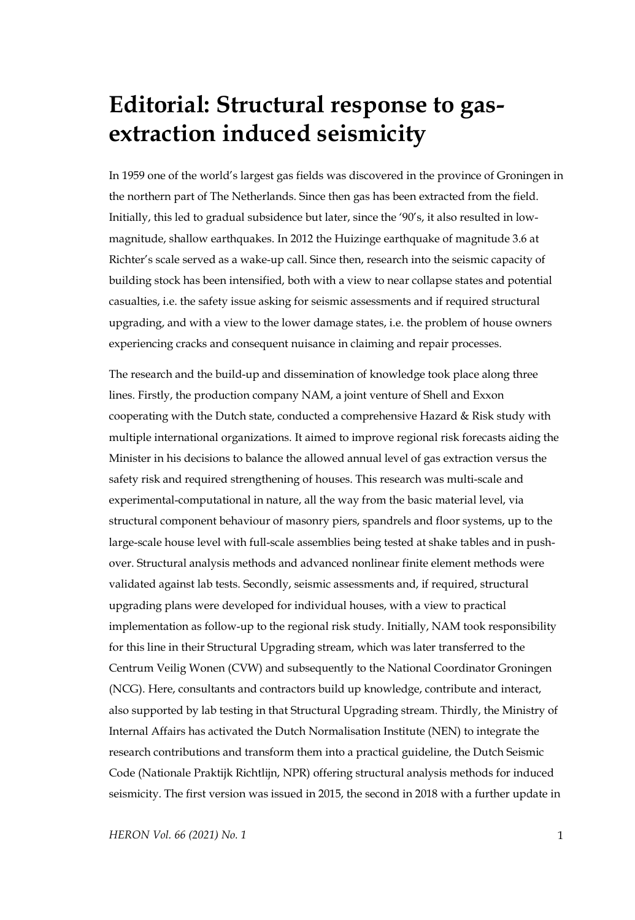# Editorial: Structural response to gas-extraction induced seismicity

In 1959 one of the world's largest gas fields was discovered in the province of Groningen in the northern part of The Netherlands. Since then gas has been extracted from the field. Initially, this led to gradual subsidence but later, since the '90's, it also resulted in low-magnitude, shallow earthquakes. In 2012 the Huizinge earthquake of magnitude 3.6 at Richter's scale served as a wake-up call. Since then, research into the seismic capacity of building stock has been intensified, both with a view to near collapse states and potential casualties, i.e. the safety issue asking for seismic assessments and if required structural upgrading, and with a view to the lower damage states, i.e. the problem of house owners experiencing cracks and consequent nuisance in claiming and repair processes.

The research and the build-up and dissemination of knowledge took place along three lines. Firstly, the production company NAM, a joint venture of Shell and Exxon cooperating with the Dutch state, conducted a comprehensive Hazard & Risk study with multiple international organizations. It aimed to improve regional risk forecasts aiding the Minister in his decisions to balance the allowed annual level of gas extraction versus the safety risk and required strengthening of houses. This research was multi-scale and experimental-computational in nature, all the way from the basic material level, via structural component behaviour of masonry piers, spandrels and floor systems, up to the large-scale house level with full-scale assemblies being tested at shake tables and in push-over. Structural analysis methods and advanced nonlinear finite element methods were validated against lab tests. Secondly, seismic assessments and, if required, structural upgrading plans were developed for individual houses, with a view to practical implementation as follow-up to the regional risk study. Initially, NAM took responsibility for this line in their Structural Upgrading stream, which was later transferred to the Centrum Veilig Wonen (CVW) and subsequently to the National Coordinator Groningen (NCG). Here, consultants and contractors build up knowledge, contribute and interact, also supported by lab testing in that Structural Upgrading stream. Thirdly, the Ministry of Internal Affairs has activated the Dutch Normalisation Institute (NEN) to integrate the research contributions and transform them into a practical guideline, the Dutch Seismic Code (Nationale Praktijk Richtlijn, NPR) offering structural analysis methods for induced seismicity. The first version was issued in 2015, the second in 2018 with a further update in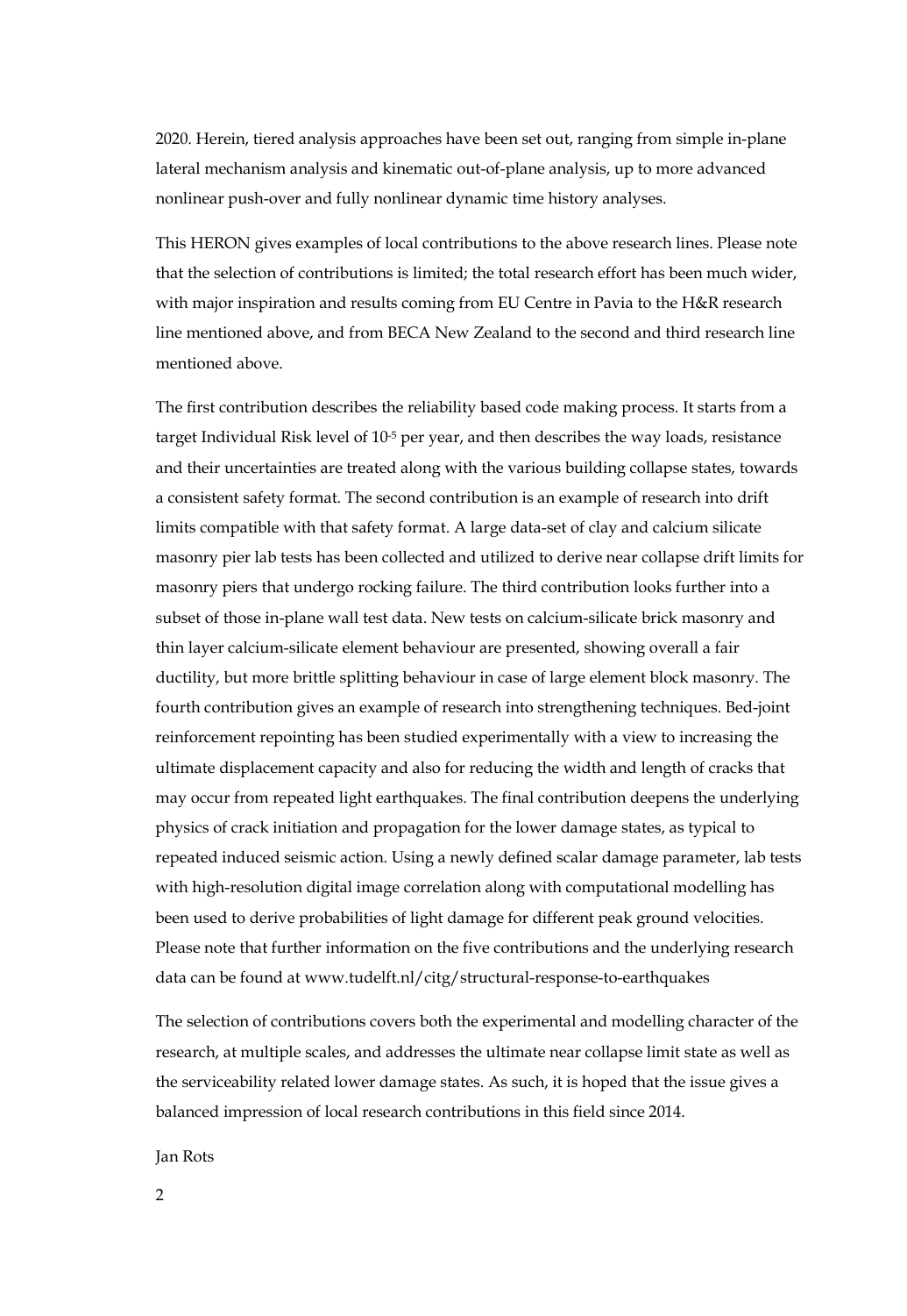2020. Herein, tiered analysis approaches have been set out, ranging from simple in-plane lateral mechanism analysis and kinematic out-of-plane analysis, up to more advanced nonlinear push-over and fully nonlinear dynamic time history analyses.

This HERON gives examples of local contributions to the above research lines. Please note that the selection of contributions is limited; the total research effort has been much wider, with major inspiration and results coming from EU Centre in Pavia to the H&R research line mentioned above, and from BECA New Zealand to the second and third research line mentioned above.

The first contribution describes the reliability based code making process. It starts from a target Individual Risk level of $10^{-5}$ per year, and then describes the way loads, resistance and their uncertainties are treated along with the various building collapse states, towards a consistent safety format. The second contribution is an example of research into drift limits compatible with that safety format. A large data-set of clay and calcium silicate masonry pier lab tests has been collected and utilized to derive near collapse drift limits for masonry piers that undergo rocking failure. The third contribution looks further into a subset of those in-plane wall test data. New tests on calcium-silicate brick masonry and thin layer calcium-silicate element behaviour are presented, showing overall a fair ductility, but more brittle splitting behaviour in case of large element block masonry. The fourth contribution gives an example of research into strengthening techniques. Bed-joint reinforcement repointing has been studied experimentally with a view to increasing the ultimate displacement capacity and also for reducing the width and length of cracks that may occur from repeated light earthquakes. The final contribution deepens the underlying physics of crack initiation and propagation for the lower damage states, as typical to repeated induced seismic action. Using a newly defined scalar damage parameter, lab tests with high-resolution digital image correlation along with computational modelling has been used to derive probabilities of light damage for different peak ground velocities. Please note that further information on the five contributions and the underlying research data can be found at www.tudelft.nl/citg/structural-response-to-earthquakes

The selection of contributions covers both the experimental and modelling character of the research, at multiple scales, and addresses the ultimate near collapse limit state as well as the serviceability related lower damage states. As such, it is hoped that the issue gives a balanced impression of local research contributions in this field since 2014.

Jan Rots